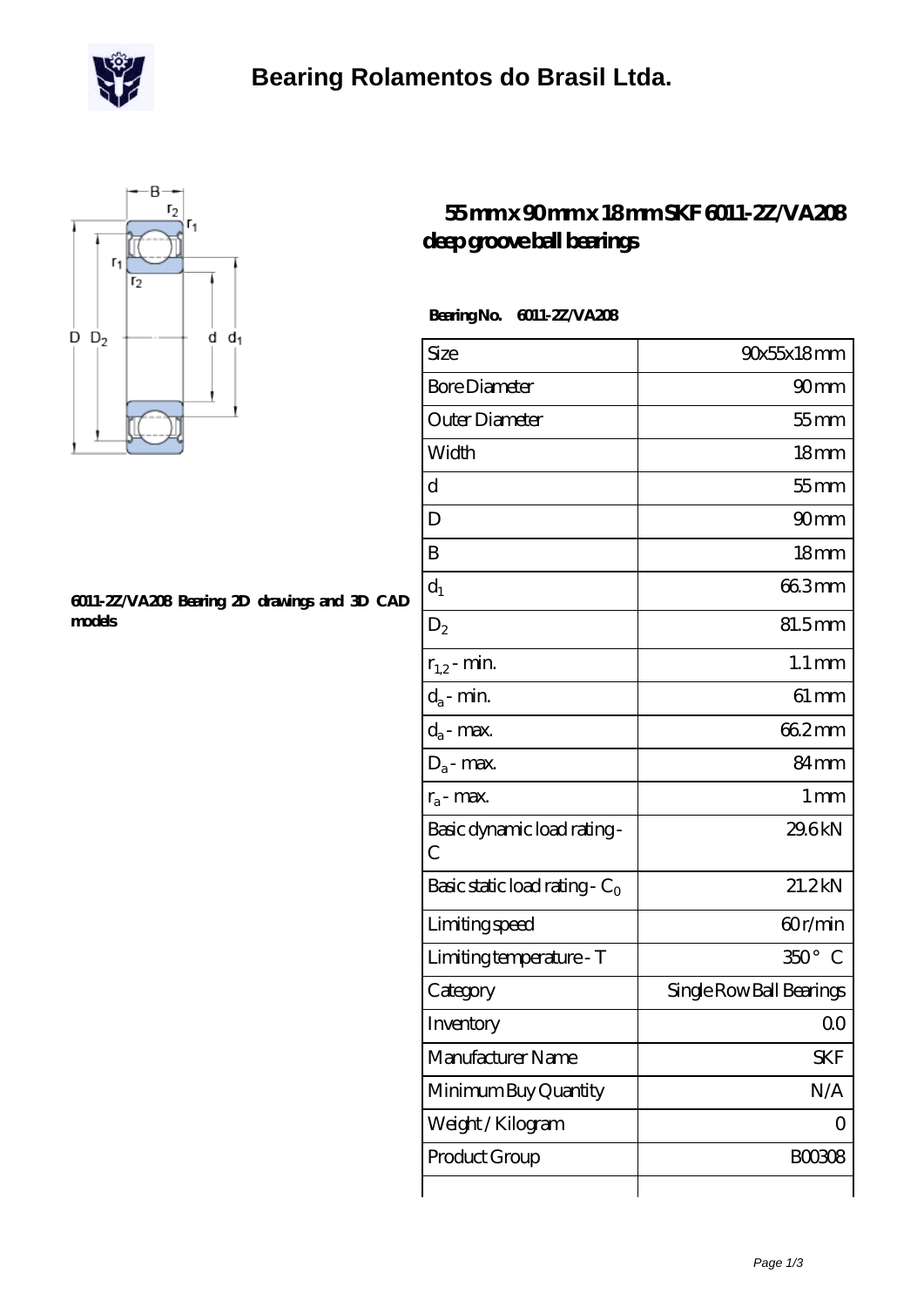# Bearing Rolamentos do Brasil Ltda.

## 55 mm x 90 mm x 18 mm SKF 6011-2Z/VA208 deep groove ball bearings

6011-2Z/VA208 Bearing 2D drawings and 3D CAD models

**Bearing No.** 6011-2Z/VA208

| | |
|---|---|
| Size | 90x55x18 mm |
| Bore Diameter | 90 mm |
| Outer Diameter | 55 mm |
| Width | 18 mm |
| d | 55 mm |
| D | 90 mm |
| B | 18 mm |
| $d_1$ | 66.3 mm |
| $D_2$ | 81.5 mm |
| $r_{1,2}$ - min. | 1.1 mm |
| $d_a$ - min. | 61 mm |
| $d_a$ - max. | 66.2 mm |
| $D_a$ - max. | 84 mm |
| $r_a$ - max. | 1 mm |
| Basic dynamic load rating - C | 29.6 kN |
| Basic static load rating - $C_0$ | 21.2 kN |
| Limiting speed | 60 r/min |
| Limiting temperature - T | 350 ° C |
| Category | Single Row Ball Bearings |
| Inventory | 0.0 |
| Manufacturer Name | SKF |
| Minimum Buy Quantity | N/A |
| Weight / Kilogram | 0 |
| Product Group | B00308 |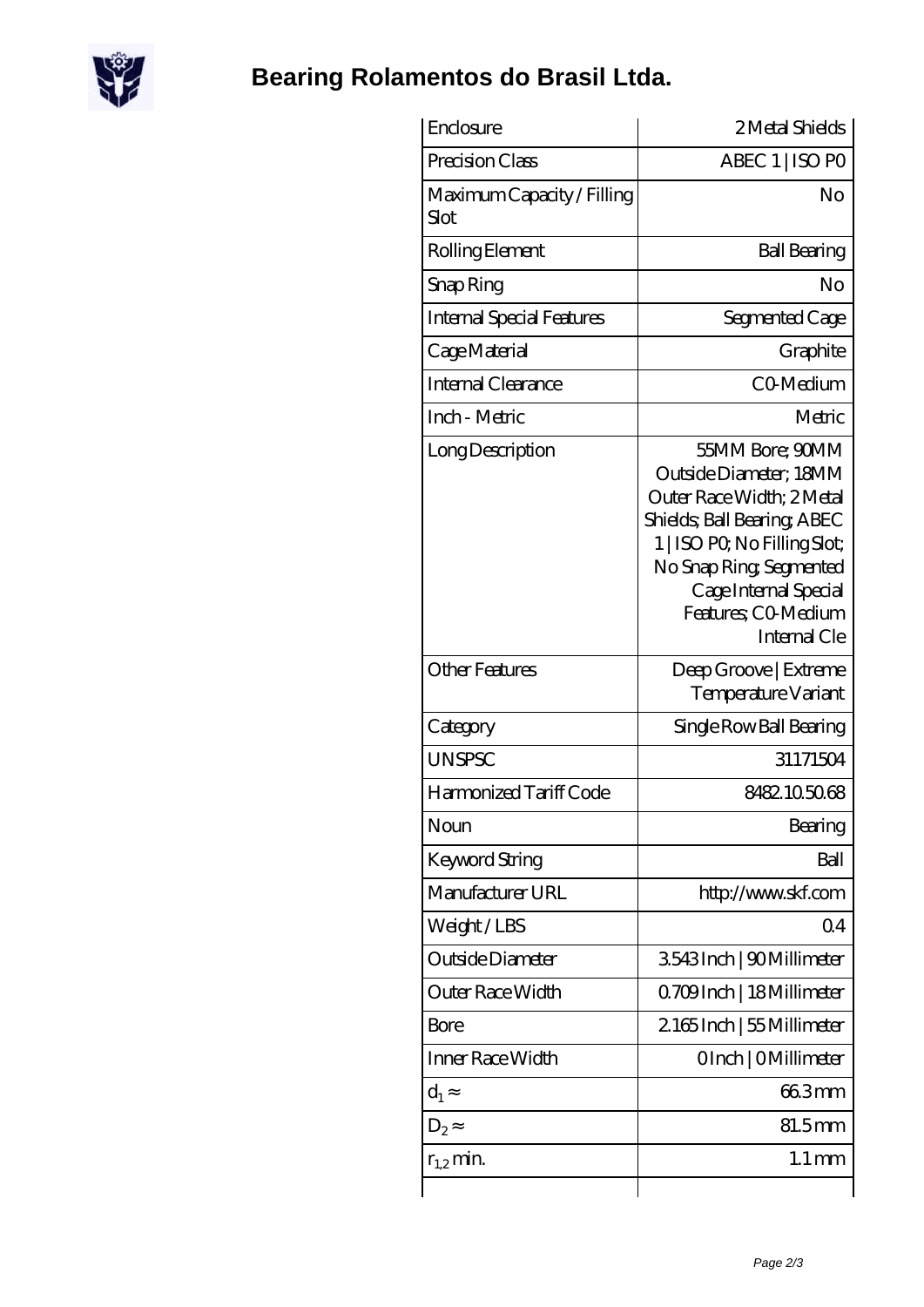# Bearing Rolamentos do Brasil Ltda.

| | |
|---|---|
| Enclosure | 2 Metal Shields |
| Precision Class | ABEC 1 \| ISO P0 |
| Maximum Capacity / Filling Slot | No |
| Rolling Element | Ball Bearing |
| Snap Ring | No |
| Internal Special Features | Segmented Cage |
| Cage Material | Graphite |
| Internal Clearance | C0-Medium |
| Inch - Metric | Metric |
| Long Description | 55MM Bore; 90MM Outside Diameter; 18MM Outer Race Width; 2 Metal Shields; Ball Bearing; ABEC 1 \| ISO P0; No Filling Slot; No Snap Ring; Segmented Cage Internal Special Features; C0-Medium Internal Cle |
| Other Features | Deep Groove \| Extreme Temperature Variant |
| Category | Single Row Ball Bearing |
| UNSPSC | 31171504 |
| Harmonized Tariff Code | 8482.10.50.68 |
| Noun | Bearing |
| Keyword String | Ball |
| Manufacturer URL | http://www.skf.com |
| Weight / LBS | 0.4 |
| Outside Diameter | 3.543 Inch \| 90 Millimeter |
| Outer Race Width | 0.709 Inch \| 18 Millimeter |
| Bore | 2.165 Inch \| 55 Millimeter |
| Inner Race Width | 0 Inch \| 0 Millimeter |
| $d_1 \approx$ | 66.3 mm |
| $D_2 \approx$ | 81.5 mm |
| $r_{1,2}$ min. | 1.1 mm |
| | |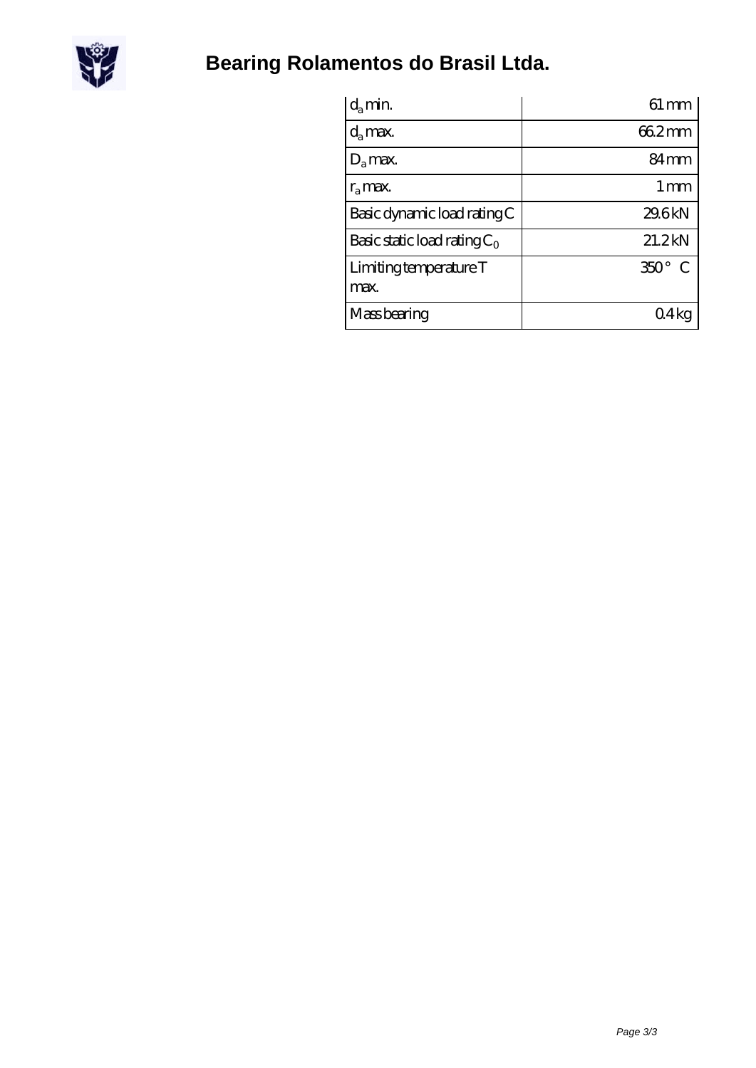# Bearing Rolamentos do Brasil Ltda.

| | |
|---|---|
| $d_a$ min. | 61 mm |
| $d_a$ max. | 66.2 mm |
| $D_a$ max. | 84 mm |
| $r_a$ max. | 1 mm |
| Basic dynamic load rating C | 29.6 kN |
| Basic static load rating $C_0$ | 21.2 kN |
| Limiting temperature T max. | 350 ° C |
| Mass bearing | 0.4 kg |